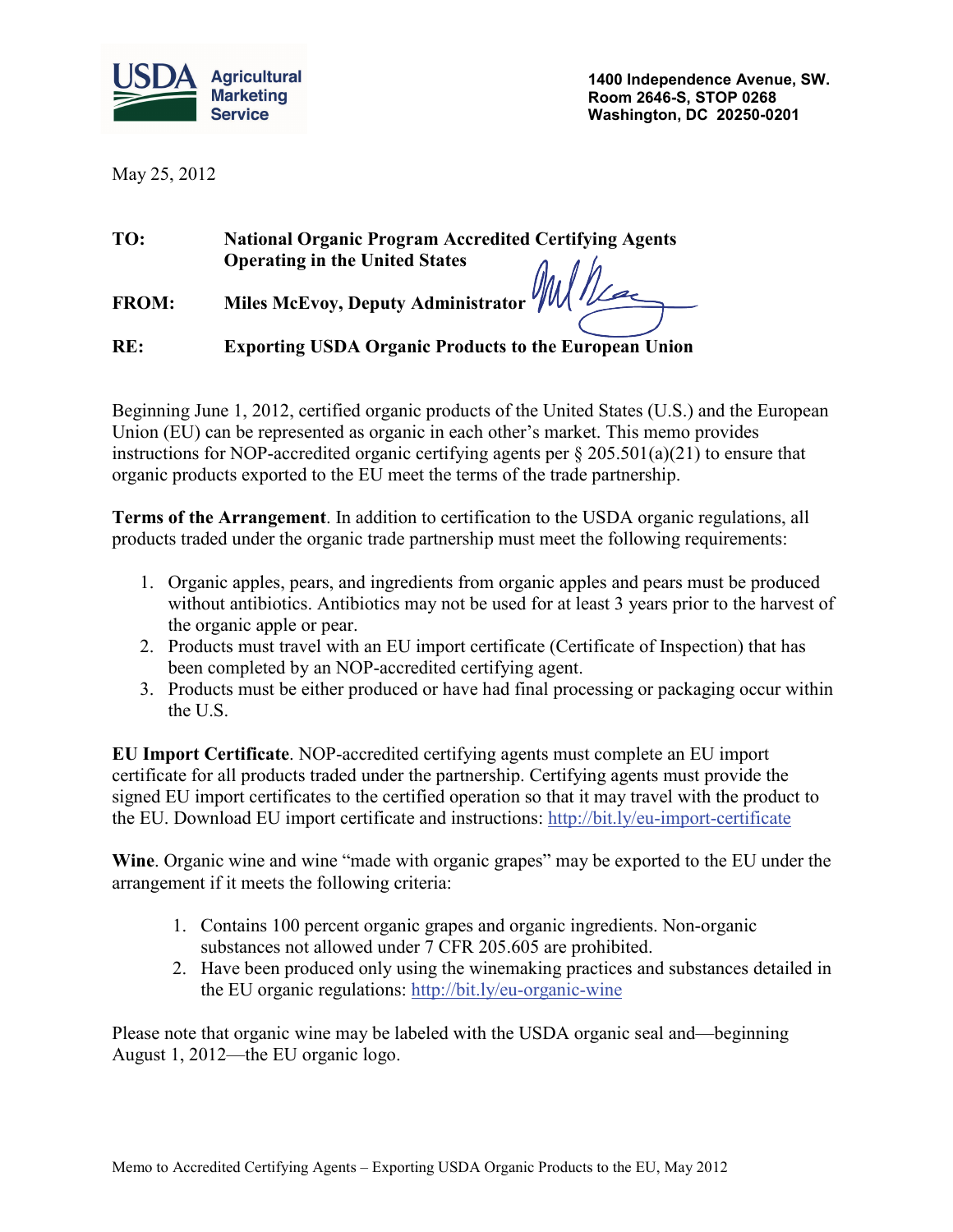USDA Agricultural Marketing Service

1400 Independence Avenue, SW.
Room 2646-S, STOP 0268
Washington, DC 20250-0201

May 25, 2012

**TO:** **National Organic Program Accredited Certifying Agents Operating in the United States**

**FROM:** **Miles McEvoy, Deputy Administrator**

**RE:** **Exporting USDA Organic Products to the European Union**

Beginning June 1, 2012, certified organic products of the United States (U.S.) and the European Union (EU) can be represented as organic in each other's market. This memo provides instructions for NOP-accredited organic certifying agents per § 205.501(a)(21) to ensure that organic products exported to the EU meet the terms of the trade partnership.

**Terms of the Arrangement**. In addition to certification to the USDA organic regulations, all products traded under the organic trade partnership must meet the following requirements:

1. Organic apples, pears, and ingredients from organic apples and pears must be produced without antibiotics. Antibiotics may not be used for at least 3 years prior to the harvest of the organic apple or pear.
2. Products must travel with an EU import certificate (Certificate of Inspection) that has been completed by an NOP-accredited certifying agent.
3. Products must be either produced or have had final processing or packaging occur within the U.S.

**EU Import Certificate**. NOP-accredited certifying agents must complete an EU import certificate for all products traded under the partnership. Certifying agents must provide the signed EU import certificates to the certified operation so that it may travel with the product to the EU. Download EU import certificate and instructions: http://bit.ly/eu-import-certificate

**Wine**. Organic wine and wine "made with organic grapes" may be exported to the EU under the arrangement if it meets the following criteria:

1. Contains 100 percent organic grapes and organic ingredients. Non-organic substances not allowed under 7 CFR 205.605 are prohibited.
2. Have been produced only using the winemaking practices and substances detailed in the EU organic regulations: http://bit.ly/eu-organic-wine

Please note that organic wine may be labeled with the USDA organic seal and—beginning August 1, 2012—the EU organic logo.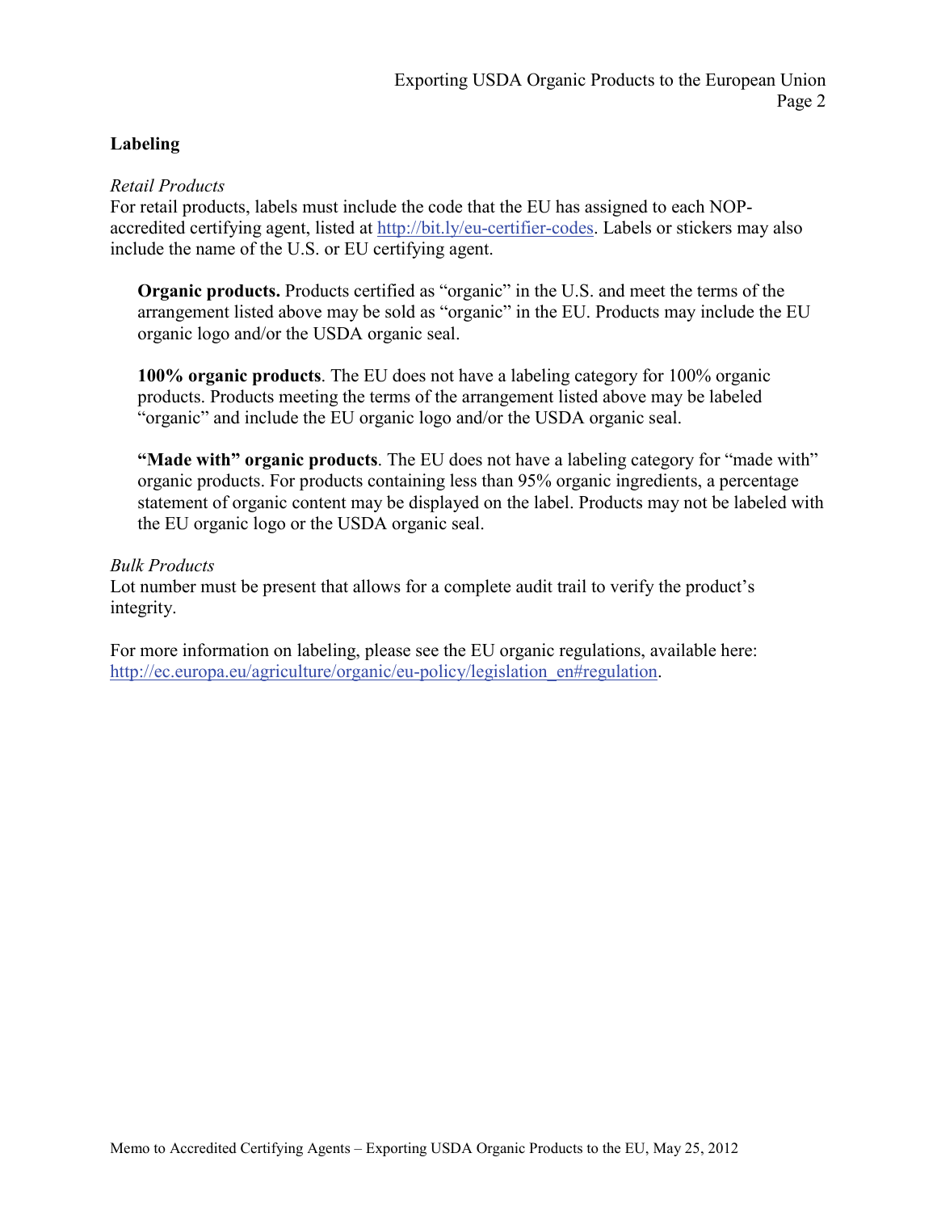## Labeling

*Retail Products*

For retail products, labels must include the code that the EU has assigned to each NOP-accredited certifying agent, listed at [http://bit.ly/eu-certifier-codes](http://bit.ly/eu-certifier-codes). Labels or stickers may also include the name of the U.S. or EU certifying agent.

**Organic products.** Products certified as "organic" in the U.S. and meet the terms of the arrangement listed above may be sold as "organic" in the EU. Products may include the EU organic logo and/or the USDA organic seal.

**100% organic products**. The EU does not have a labeling category for 100% organic products. Products meeting the terms of the arrangement listed above may be labeled "organic" and include the EU organic logo and/or the USDA organic seal.

**"Made with" organic products**. The EU does not have a labeling category for "made with" organic products. For products containing less than 95% organic ingredients, a percentage statement of organic content may be displayed on the label. Products may not be labeled with the EU organic logo or the USDA organic seal.

*Bulk Products*

Lot number must be present that allows for a complete audit trail to verify the product's integrity.

For more information on labeling, please see the EU organic regulations, available here: [http://ec.europa.eu/agriculture/organic/eu-policy/legislation_en#regulation](http://ec.europa.eu/agriculture/organic/eu-policy/legislation_en#regulation).